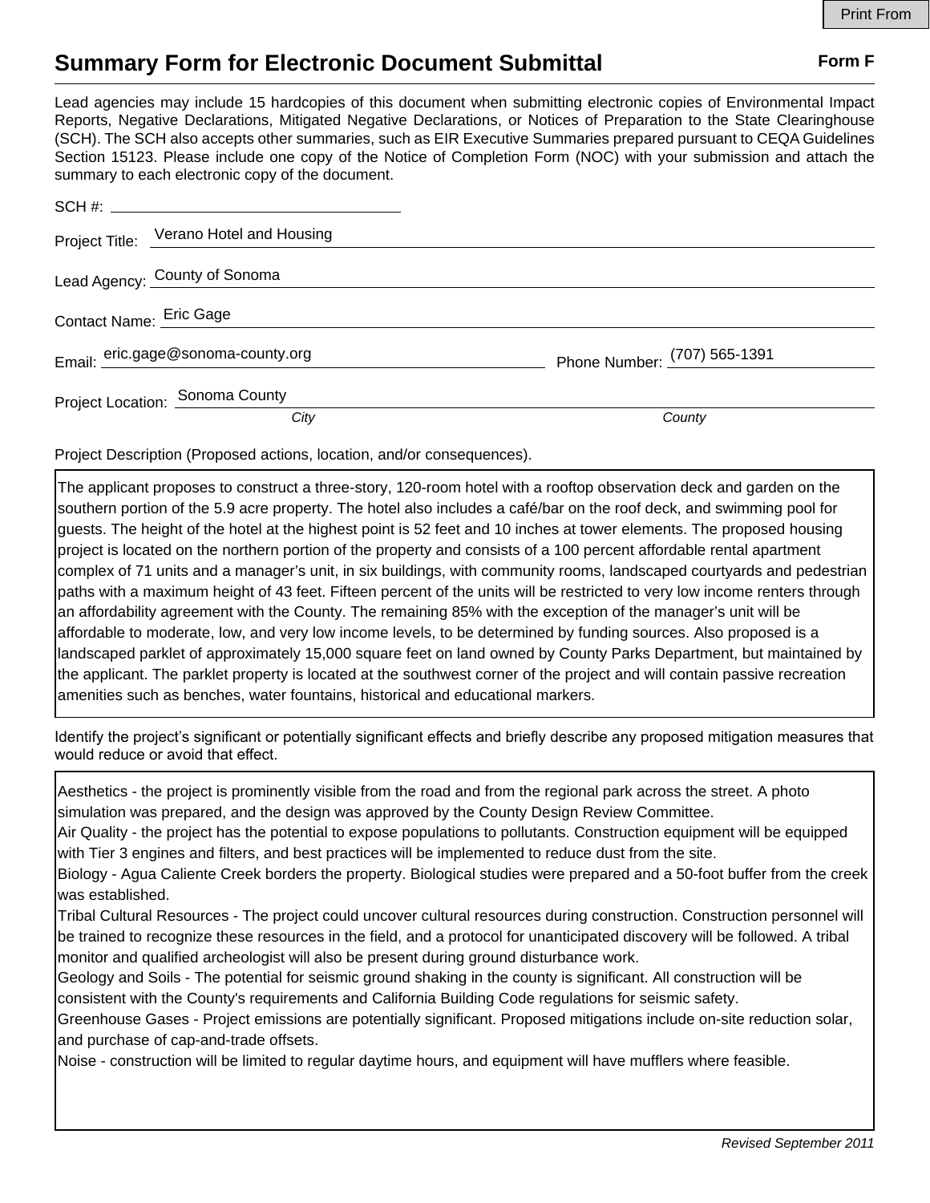Print From

# Summary Form for Electronic Document Submittal

**Form F**

Lead agencies may include 15 hardcopies of this document when submitting electronic copies of Environmental Impact Reports, Negative Declarations, Mitigated Negative Declarations, or Notices of Preparation to the State Clearinghouse (SCH). The SCH also accepts other summaries, such as EIR Executive Summaries prepared pursuant to CEQA Guidelines Section 15123. Please include one copy of the Notice of Completion Form (NOC) with your submission and attach the summary to each electronic copy of the document.

SCH #: ______________________

Project Title: Verano Hotel and Housing

Lead Agency: County of Sonoma

Contact Name: Eric Gage

Email: eric.gage@sonoma-county.org    Phone Number: (707) 565-1391

Project Location: Sonoma County
*City*    *County*

Project Description (Proposed actions, location, and/or consequences).

The applicant proposes to construct a three-story, 120-room hotel with a rooftop observation deck and garden on the southern portion of the 5.9 acre property. The hotel also includes a café/bar on the roof deck, and swimming pool for guests. The height of the hotel at the highest point is 52 feet and 10 inches at tower elements. The proposed housing project is located on the northern portion of the property and consists of a 100 percent affordable rental apartment complex of 71 units and a manager's unit, in six buildings, with community rooms, landscaped courtyards and pedestrian paths with a maximum height of 43 feet. Fifteen percent of the units will be restricted to very low income renters through an affordability agreement with the County. The remaining 85% with the exception of the manager's unit will be affordable to moderate, low, and very low income levels, to be determined by funding sources. Also proposed is a landscaped parklet of approximately 15,000 square feet on land owned by County Parks Department, but maintained by the applicant. The parklet property is located at the southwest corner of the project and will contain passive recreation amenities such as benches, water fountains, historical and educational markers.

Identify the project's significant or potentially significant effects and briefly describe any proposed mitigation measures that would reduce or avoid that effect.

Aesthetics - the project is prominently visible from the road and from the regional park across the street. A photo simulation was prepared, and the design was approved by the County Design Review Committee.
Air Quality - the project has the potential to expose populations to pollutants. Construction equipment will be equipped with Tier 3 engines and filters, and best practices will be implemented to reduce dust from the site.
Biology - Agua Caliente Creek borders the property. Biological studies were prepared and a 50-foot buffer from the creek was established.
Tribal Cultural Resources - The project could uncover cultural resources during construction. Construction personnel will be trained to recognize these resources in the field, and a protocol for unanticipated discovery will be followed. A tribal monitor and qualified archeologist will also be present during ground disturbance work.
Geology and Soils - The potential for seismic ground shaking in the county is significant. All construction will be consistent with the County's requirements and California Building Code regulations for seismic safety.
Greenhouse Gases - Project emissions are potentially significant. Proposed mitigations include on-site reduction solar, and purchase of cap-and-trade offsets.
Noise - construction will be limited to regular daytime hours, and equipment will have mufflers where feasible.

*Revised September 2011*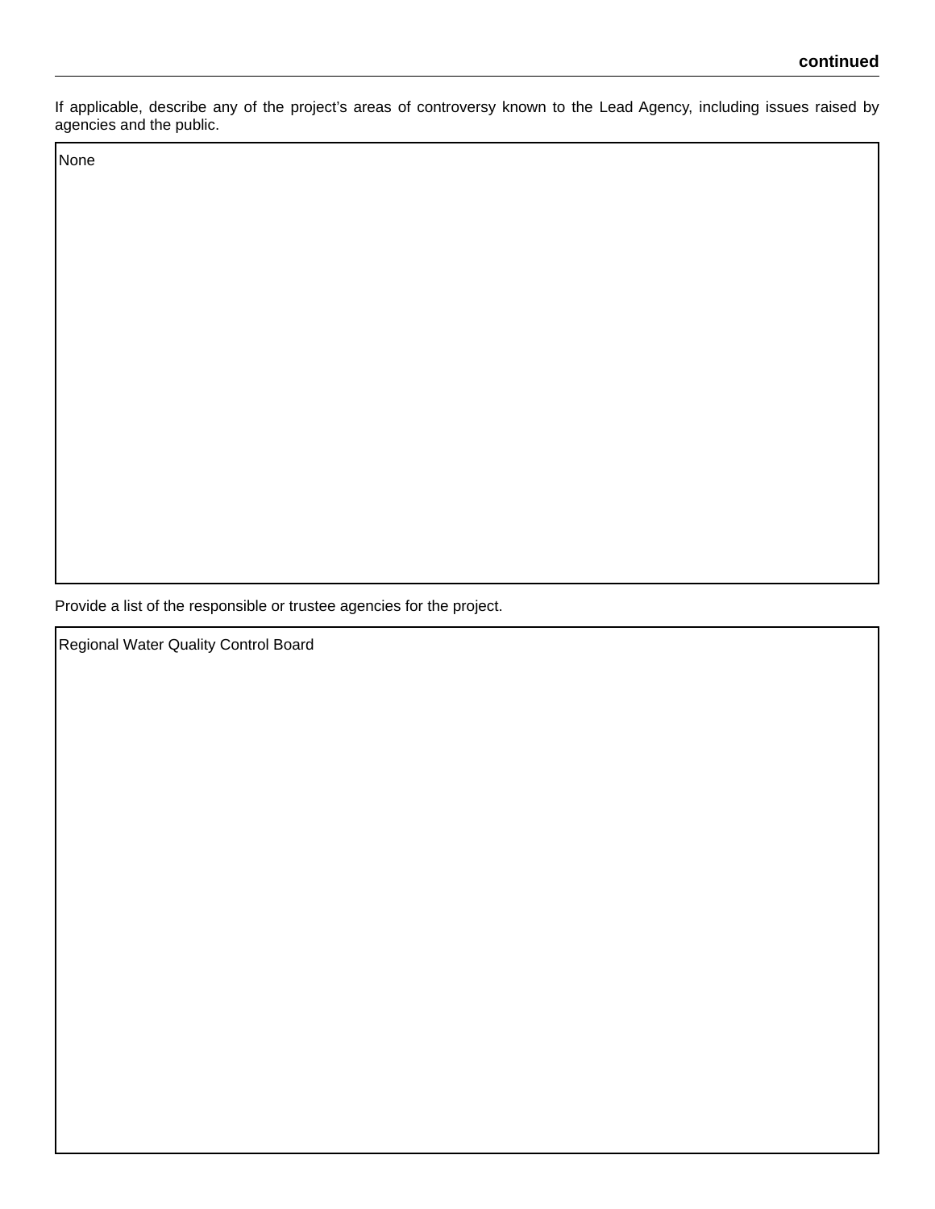**continued**

If applicable, describe any of the project's areas of controversy known to the Lead Agency, including issues raised by agencies and the public.

| |
|---|
| None |

Provide a list of the responsible or trustee agencies for the project.

| |
|---|
| Regional Water Quality Control Board |